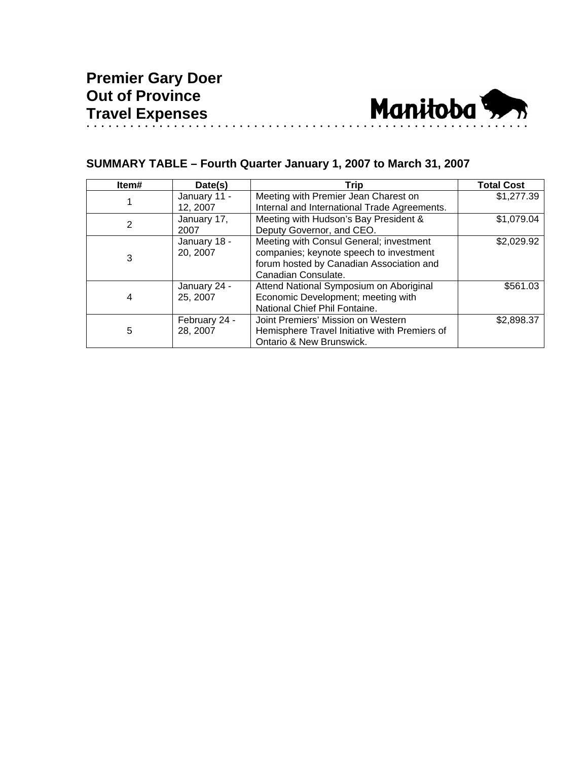# Premier Gary Doer
# Out of Province
# Travel Expenses

Manitoba

## SUMMARY TABLE – Fourth Quarter January 1, 2007 to March 31, 2007

| Item# | Date(s) | Trip | Total Cost |
|---|---|---|---|
| 1 | January 11 - 12, 2007 | Meeting with Premier Jean Charest on Internal and International Trade Agreements. | $1,277.39 |
| 2 | January 17, 2007 | Meeting with Hudson's Bay President & Deputy Governor, and CEO. | $1,079.04 |
| 3 | January 18 - 20, 2007 | Meeting with Consul General; investment companies; keynote speech to investment forum hosted by Canadian Association and Canadian Consulate. | $2,029.92 |
| 4 | January 24 - 25, 2007 | Attend National Symposium on Aboriginal Economic Development; meeting with National Chief Phil Fontaine. | $561.03 |
| 5 | February 24 - 28, 2007 | Joint Premiers' Mission on Western Hemisphere Travel Initiative with Premiers of Ontario & New Brunswick. | $2,898.37 |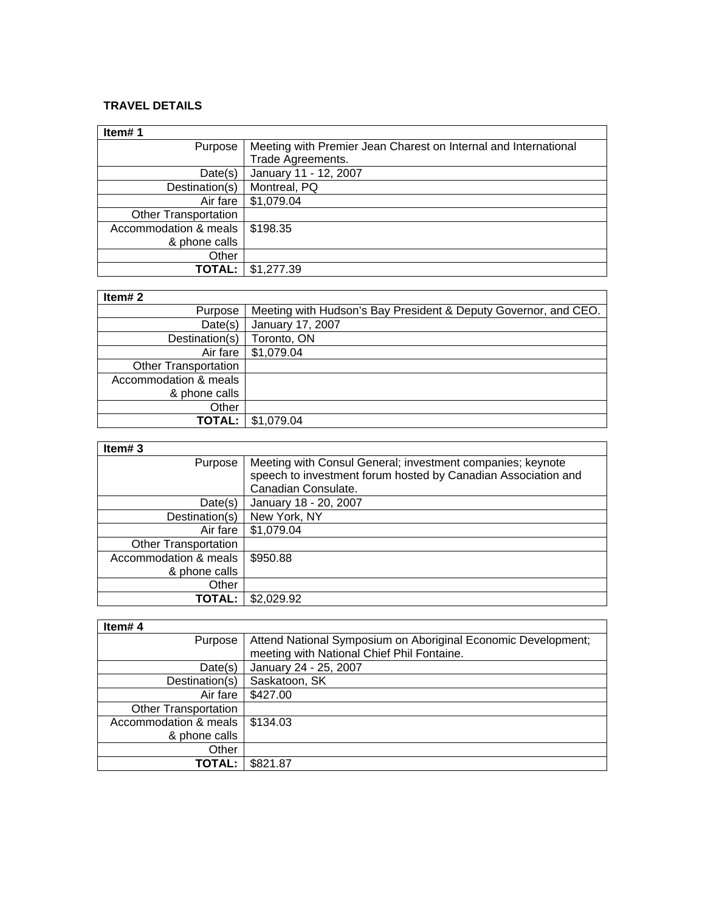**TRAVEL DETAILS**

| Item# 1 | |
|---|---|
| Purpose | Meeting with Premier Jean Charest on Internal and International Trade Agreements. |
| Date(s) | January 11 - 12, 2007 |
| Destination(s) | Montreal, PQ |
| Air fare | $1,079.04 |
| Other Transportation | |
| Accommodation & meals & phone calls | $198.35 |
| Other | |
| **TOTAL:** | $1,277.39 |

| Item# 2 | |
|---|---|
| Purpose | Meeting with Hudson's Bay President & Deputy Governor, and CEO. |
| Date(s) | January 17, 2007 |
| Destination(s) | Toronto, ON |
| Air fare | $1,079.04 |
| Other Transportation | |
| Accommodation & meals & phone calls | |
| Other | |
| **TOTAL:** | $1,079.04 |

| Item# 3 | |
|---|---|
| Purpose | Meeting with Consul General; investment companies; keynote speech to investment forum hosted by Canadian Association and Canadian Consulate. |
| Date(s) | January 18 - 20, 2007 |
| Destination(s) | New York, NY |
| Air fare | $1,079.04 |
| Other Transportation | |
| Accommodation & meals & phone calls | $950.88 |
| Other | |
| **TOTAL:** | $2,029.92 |

| Item# 4 | |
|---|---|
| Purpose | Attend National Symposium on Aboriginal Economic Development; meeting with National Chief Phil Fontaine. |
| Date(s) | January 24 - 25, 2007 |
| Destination(s) | Saskatoon, SK |
| Air fare | $427.00 |
| Other Transportation | |
| Accommodation & meals & phone calls | $134.03 |
| Other | |
| **TOTAL:** | $821.87 |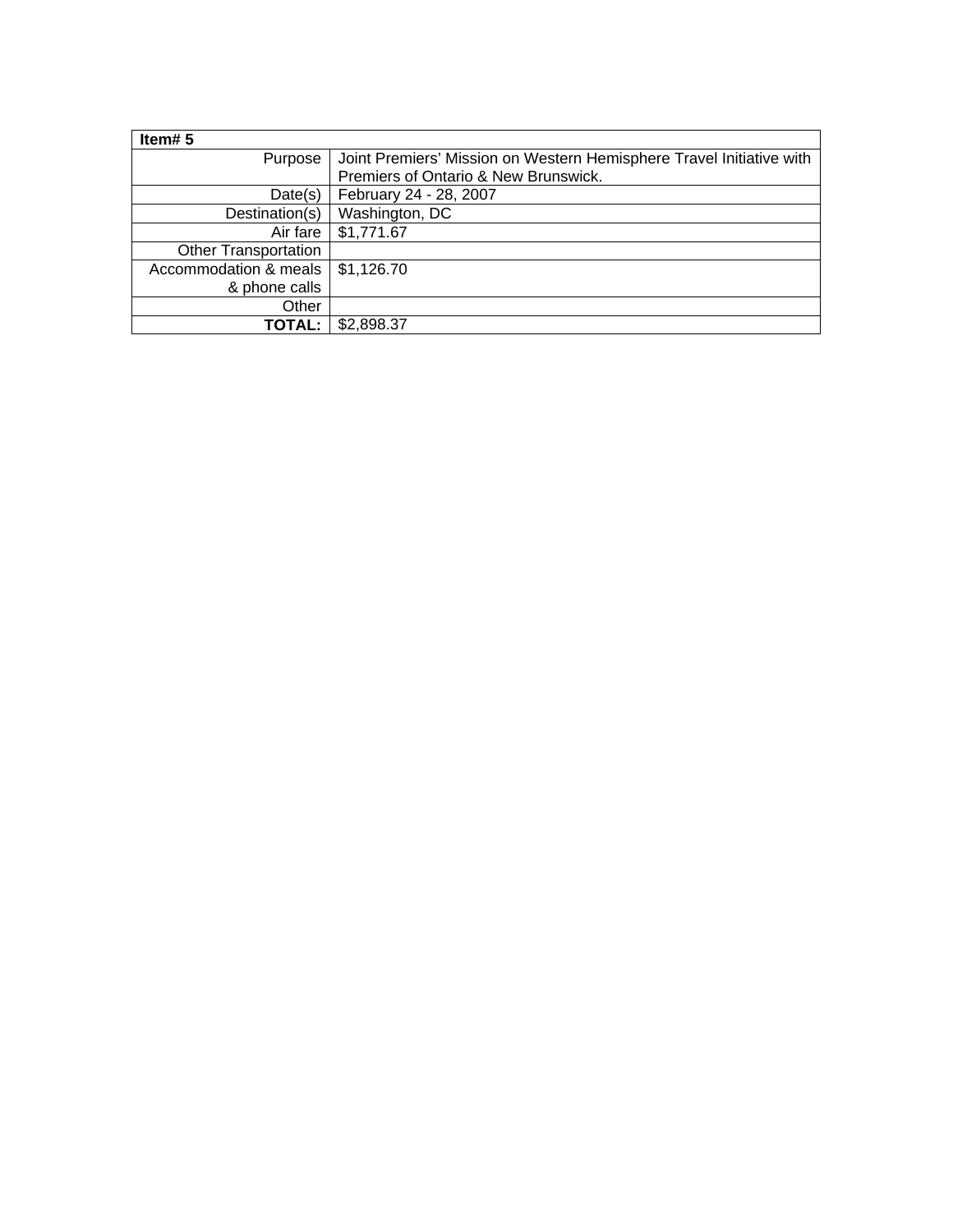| Item# 5 | |
|---|---|
| Purpose | Joint Premiers' Mission on Western Hemisphere Travel Initiative with Premiers of Ontario & New Brunswick. |
| Date(s) | February 24 - 28, 2007 |
| Destination(s) | Washington, DC |
| Air fare | $1,771.67 |
| Other Transportation | |
| Accommodation & meals & phone calls | $1,126.70 |
| Other | |
| **TOTAL:** | $2,898.37 |